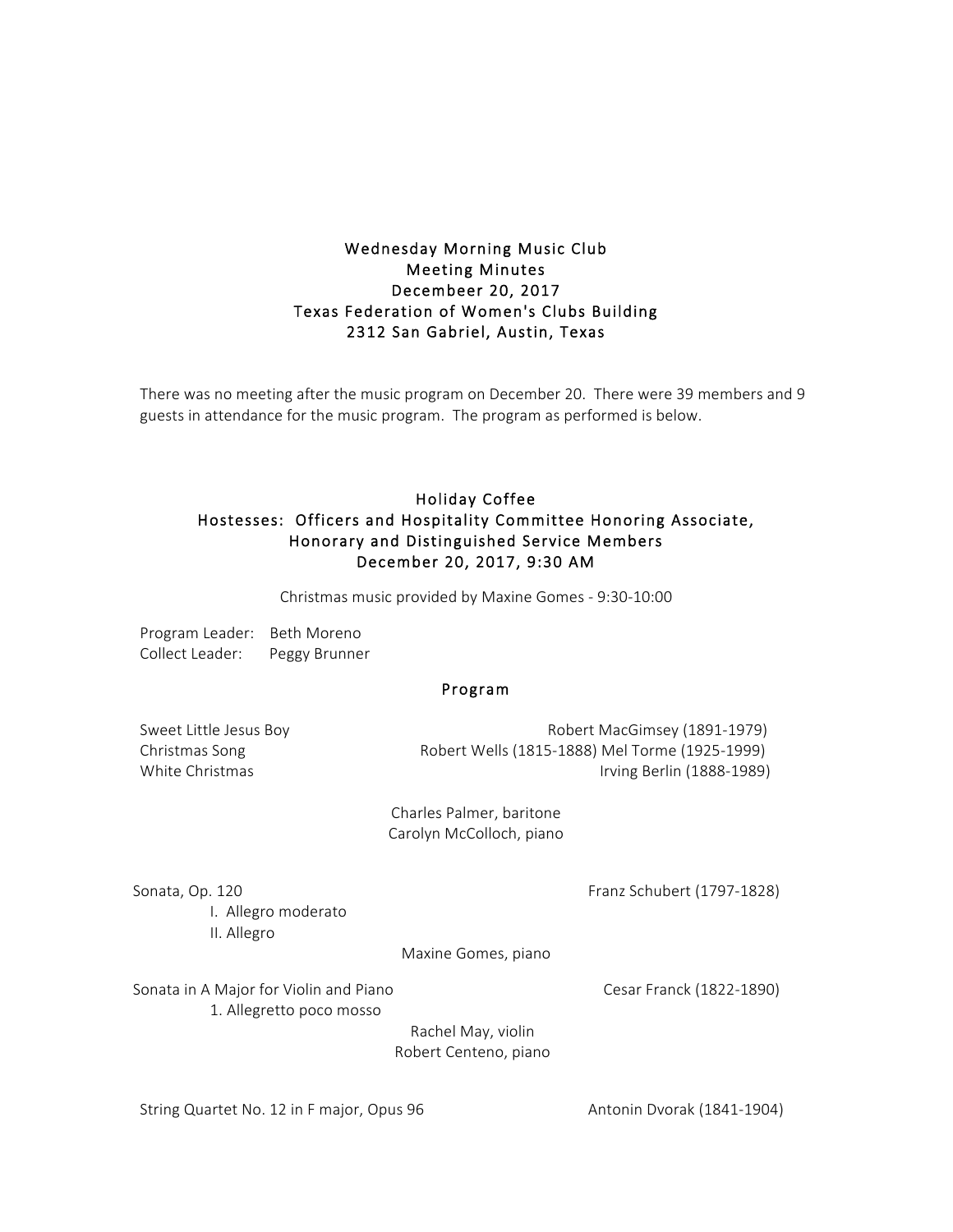# Wednesday Morning Music Club
## Meeting Minutes
## Decembeer 20, 2017
## Texas Federation of Women's Clubs Building
## 2312 San Gabriel, Austin, Texas

There was no meeting after the music program on December 20. There were 39 members and 9 guests in attendance for the music program. The program as performed is below.

## Holiday Coffee
### Hostesses: Officers and Hospitality Committee Honoring Associate, Honorary and Distinguished Service Members
### December 20, 2017, 9:30 AM

Christmas music provided by Maxine Gomes - 9:30-10:00

Program Leader: Beth Moreno
Collect Leader: Peggy Brunner

### Program

Sweet Little Jesus Boy — Robert MacGimsey (1891-1979)
Christmas Song — Robert Wells (1815-1888) Mel Torme (1925-1999)
White Christmas — Irving Berlin (1888-1989)

Charles Palmer, baritone
Carolyn McColloch, piano

Sonata, Op. 120 — Franz Schubert (1797-1828)
I. Allegro moderato
II. Allegro

Maxine Gomes, piano

Sonata in A Major for Violin and Piano — Cesar Franck (1822-1890)
1. Allegretto poco mosso

Rachel May, violin
Robert Centeno, piano

String Quartet No. 12 in F major, Opus 96 — Antonin Dvorak (1841-1904)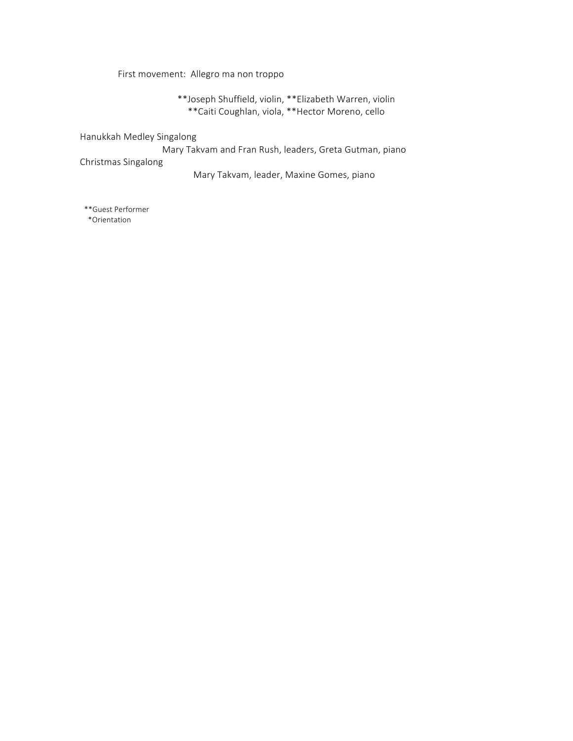First movement: Allegro ma non troppo

**Joseph Shuffield, violin, **Elizabeth Warren, violin
**Caiti Coughlan, viola, **Hector Moreno, cello

Hanukkah Medley Singalong
Mary Takvam and Fran Rush, leaders, Greta Gutman, piano

Christmas Singalong
Mary Takvam, leader, Maxine Gomes, piano

**Guest Performer
*Orientation